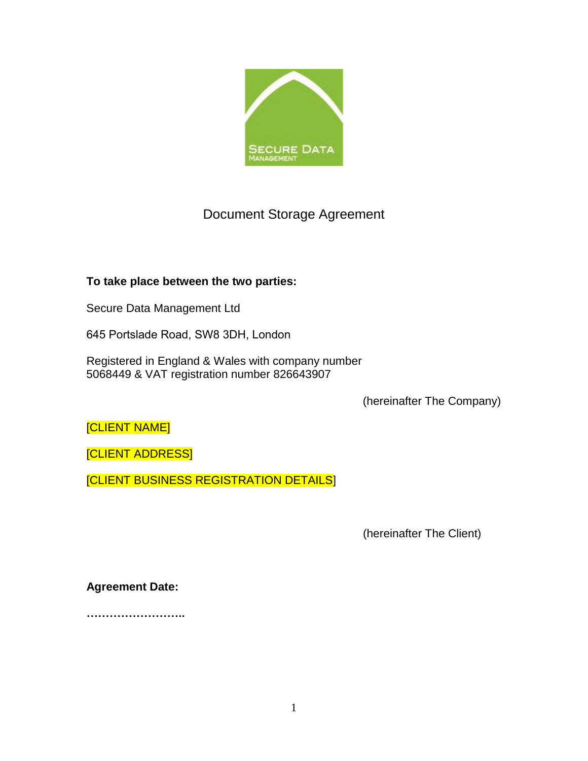# Document Storage Agreement

**To take place between the two parties:**

Secure Data Management Ltd

645 Portslade Road, SW8 3DH, London

Registered in England & Wales with company number 5068449 & VAT registration number 826643907

(hereinafter The Company)

[CLIENT NAME]

[CLIENT ADDRESS]

[CLIENT BUSINESS REGISTRATION DETAILS]

(hereinafter The Client)

**Agreement Date:**

**……………………..**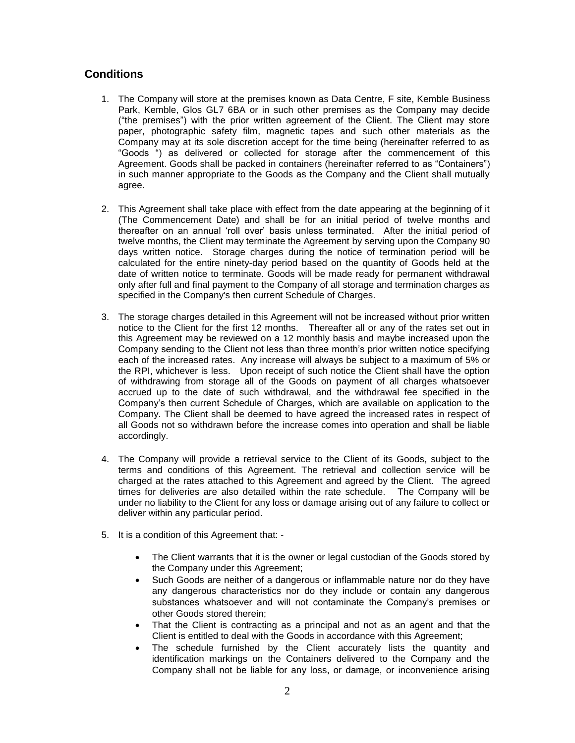## Conditions

1. The Company will store at the premises known as Data Centre, F site, Kemble Business Park, Kemble, Glos GL7 6BA or in such other premises as the Company may decide ("the premises") with the prior written agreement of the Client. The Client may store paper, photographic safety film, magnetic tapes and such other materials as the Company may at its sole discretion accept for the time being (hereinafter referred to as "Goods ") as delivered or collected for storage after the commencement of this Agreement. Goods shall be packed in containers (hereinafter referred to as "Containers") in such manner appropriate to the Goods as the Company and the Client shall mutually agree.

2. This Agreement shall take place with effect from the date appearing at the beginning of it (The Commencement Date) and shall be for an initial period of twelve months and thereafter on an annual 'roll over' basis unless terminated. After the initial period of twelve months, the Client may terminate the Agreement by serving upon the Company 90 days written notice. Storage charges during the notice of termination period will be calculated for the entire ninety-day period based on the quantity of Goods held at the date of written notice to terminate. Goods will be made ready for permanent withdrawal only after full and final payment to the Company of all storage and termination charges as specified in the Company's then current Schedule of Charges.

3. The storage charges detailed in this Agreement will not be increased without prior written notice to the Client for the first 12 months. Thereafter all or any of the rates set out in this Agreement may be reviewed on a 12 monthly basis and maybe increased upon the Company sending to the Client not less than three month's prior written notice specifying each of the increased rates. Any increase will always be subject to a maximum of 5% or the RPI, whichever is less. Upon receipt of such notice the Client shall have the option of withdrawing from storage all of the Goods on payment of all charges whatsoever accrued up to the date of such withdrawal, and the withdrawal fee specified in the Company's then current Schedule of Charges, which are available on application to the Company. The Client shall be deemed to have agreed the increased rates in respect of all Goods not so withdrawn before the increase comes into operation and shall be liable accordingly.

4. The Company will provide a retrieval service to the Client of its Goods, subject to the terms and conditions of this Agreement. The retrieval and collection service will be charged at the rates attached to this Agreement and agreed by the Client. The agreed times for deliveries are also detailed within the rate schedule. The Company will be under no liability to the Client for any loss or damage arising out of any failure to collect or deliver within any particular period.

5. It is a condition of this Agreement that: -

   - The Client warrants that it is the owner or legal custodian of the Goods stored by the Company under this Agreement;
   - Such Goods are neither of a dangerous or inflammable nature nor do they have any dangerous characteristics nor do they include or contain any dangerous substances whatsoever and will not contaminate the Company's premises or other Goods stored therein;
   - That the Client is contracting as a principal and not as an agent and that the Client is entitled to deal with the Goods in accordance with this Agreement;
   - The schedule furnished by the Client accurately lists the quantity and identification markings on the Containers delivered to the Company and the Company shall not be liable for any loss, or damage, or inconvenience arising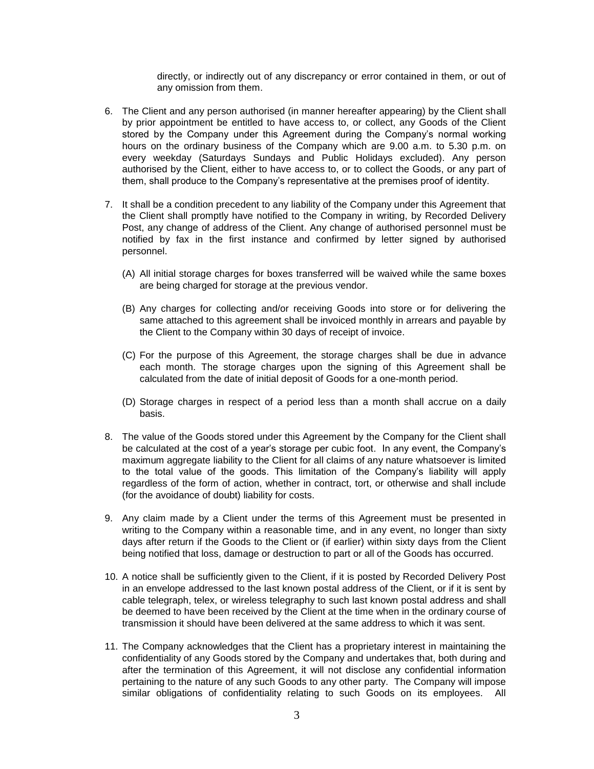directly, or indirectly out of any discrepancy or error contained in them, or out of any omission from them.

6. The Client and any person authorised (in manner hereafter appearing) by the Client shall by prior appointment be entitled to have access to, or collect, any Goods of the Client stored by the Company under this Agreement during the Company's normal working hours on the ordinary business of the Company which are 9.00 a.m. to 5.30 p.m. on every weekday (Saturdays Sundays and Public Holidays excluded). Any person authorised by the Client, either to have access to, or to collect the Goods, or any part of them, shall produce to the Company's representative at the premises proof of identity.

7. It shall be a condition precedent to any liability of the Company under this Agreement that the Client shall promptly have notified to the Company in writing, by Recorded Delivery Post, any change of address of the Client. Any change of authorised personnel must be notified by fax in the first instance and confirmed by letter signed by authorised personnel.

   (A) All initial storage charges for boxes transferred will be waived while the same boxes are being charged for storage at the previous vendor.

   (B) Any charges for collecting and/or receiving Goods into store or for delivering the same attached to this agreement shall be invoiced monthly in arrears and payable by the Client to the Company within 30 days of receipt of invoice.

   (C) For the purpose of this Agreement, the storage charges shall be due in advance each month. The storage charges upon the signing of this Agreement shall be calculated from the date of initial deposit of Goods for a one-month period.

   (D) Storage charges in respect of a period less than a month shall accrue on a daily basis.

8. The value of the Goods stored under this Agreement by the Company for the Client shall be calculated at the cost of a year's storage per cubic foot. In any event, the Company's maximum aggregate liability to the Client for all claims of any nature whatsoever is limited to the total value of the goods. This limitation of the Company's liability will apply regardless of the form of action, whether in contract, tort, or otherwise and shall include (for the avoidance of doubt) liability for costs.

9. Any claim made by a Client under the terms of this Agreement must be presented in writing to the Company within a reasonable time, and in any event, no longer than sixty days after return if the Goods to the Client or (if earlier) within sixty days from the Client being notified that loss, damage or destruction to part or all of the Goods has occurred.

10. A notice shall be sufficiently given to the Client, if it is posted by Recorded Delivery Post in an envelope addressed to the last known postal address of the Client, or if it is sent by cable telegraph, telex, or wireless telegraphy to such last known postal address and shall be deemed to have been received by the Client at the time when in the ordinary course of transmission it should have been delivered at the same address to which it was sent.

11. The Company acknowledges that the Client has a proprietary interest in maintaining the confidentiality of any Goods stored by the Company and undertakes that, both during and after the termination of this Agreement, it will not disclose any confidential information pertaining to the nature of any such Goods to any other party. The Company will impose similar obligations of confidentiality relating to such Goods on its employees. All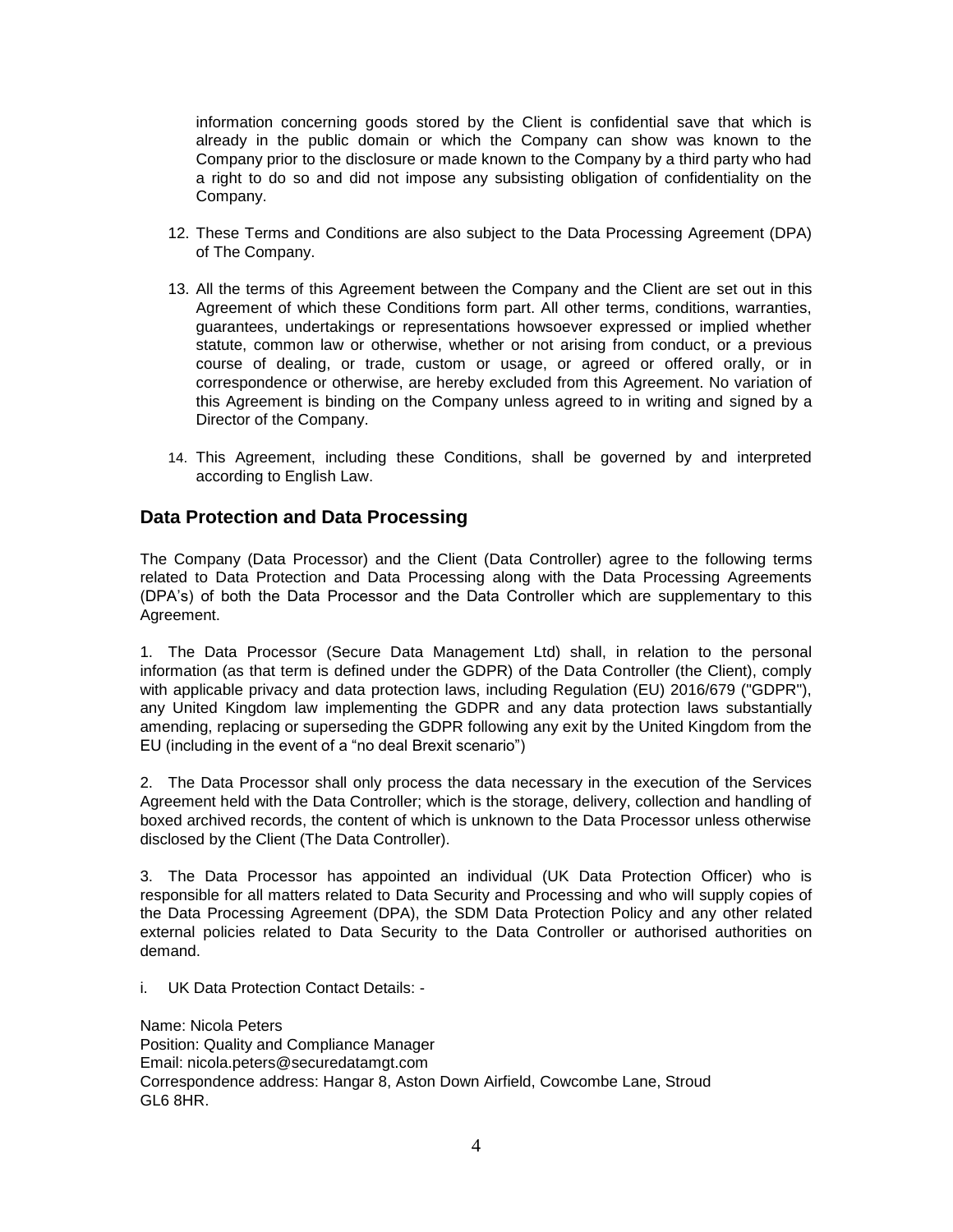information concerning goods stored by the Client is confidential save that which is already in the public domain or which the Company can show was known to the Company prior to the disclosure or made known to the Company by a third party who had a right to do so and did not impose any subsisting obligation of confidentiality on the Company.

12. These Terms and Conditions are also subject to the Data Processing Agreement (DPA) of The Company.

13. All the terms of this Agreement between the Company and the Client are set out in this Agreement of which these Conditions form part. All other terms, conditions, warranties, guarantees, undertakings or representations howsoever expressed or implied whether statute, common law or otherwise, whether or not arising from conduct, or a previous course of dealing, or trade, custom or usage, or agreed or offered orally, or in correspondence or otherwise, are hereby excluded from this Agreement. No variation of this Agreement is binding on the Company unless agreed to in writing and signed by a Director of the Company.

14. This Agreement, including these Conditions, shall be governed by and interpreted according to English Law.

## Data Protection and Data Processing

The Company (Data Processor) and the Client (Data Controller) agree to the following terms related to Data Protection and Data Processing along with the Data Processing Agreements (DPA's) of both the Data Processor and the Data Controller which are supplementary to this Agreement.

1. The Data Processor (Secure Data Management Ltd) shall, in relation to the personal information (as that term is defined under the GDPR) of the Data Controller (the Client), comply with applicable privacy and data protection laws, including Regulation (EU) 2016/679 ("GDPR"), any United Kingdom law implementing the GDPR and any data protection laws substantially amending, replacing or superseding the GDPR following any exit by the United Kingdom from the EU (including in the event of a "no deal Brexit scenario")

2. The Data Processor shall only process the data necessary in the execution of the Services Agreement held with the Data Controller; which is the storage, delivery, collection and handling of boxed archived records, the content of which is unknown to the Data Processor unless otherwise disclosed by the Client (The Data Controller).

3. The Data Processor has appointed an individual (UK Data Protection Officer) who is responsible for all matters related to Data Security and Processing and who will supply copies of the Data Processing Agreement (DPA), the SDM Data Protection Policy and any other related external policies related to Data Security to the Data Controller or authorised authorities on demand.

i. UK Data Protection Contact Details: -

Name: Nicola Peters
Position: Quality and Compliance Manager
Email: nicola.peters@securedatamgt.com
Correspondence address: Hangar 8, Aston Down Airfield, Cowcombe Lane, Stroud GL6 8HR.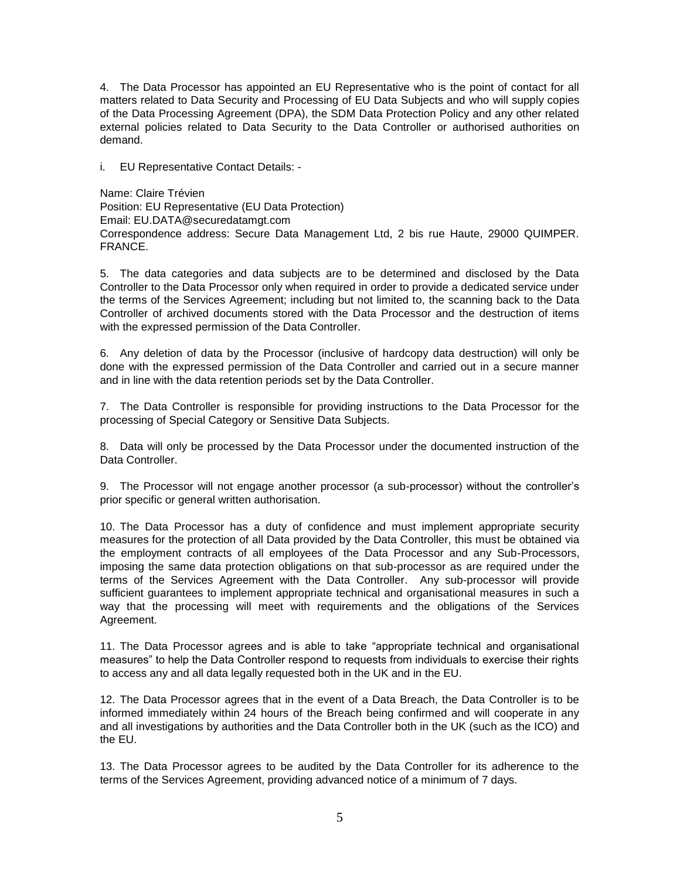4. The Data Processor has appointed an EU Representative who is the point of contact for all matters related to Data Security and Processing of EU Data Subjects and who will supply copies of the Data Processing Agreement (DPA), the SDM Data Protection Policy and any other related external policies related to Data Security to the Data Controller or authorised authorities on demand.

i. EU Representative Contact Details: -

Name: Claire Trévien
Position: EU Representative (EU Data Protection)
Email: EU.DATA@securedatamgt.com
Correspondence address: Secure Data Management Ltd, 2 bis rue Haute, 29000 QUIMPER. FRANCE.

5. The data categories and data subjects are to be determined and disclosed by the Data Controller to the Data Processor only when required in order to provide a dedicated service under the terms of the Services Agreement; including but not limited to, the scanning back to the Data Controller of archived documents stored with the Data Processor and the destruction of items with the expressed permission of the Data Controller.

6. Any deletion of data by the Processor (inclusive of hardcopy data destruction) will only be done with the expressed permission of the Data Controller and carried out in a secure manner and in line with the data retention periods set by the Data Controller.

7. The Data Controller is responsible for providing instructions to the Data Processor for the processing of Special Category or Sensitive Data Subjects.

8. Data will only be processed by the Data Processor under the documented instruction of the Data Controller.

9. The Processor will not engage another processor (a sub-processor) without the controller's prior specific or general written authorisation.

10. The Data Processor has a duty of confidence and must implement appropriate security measures for the protection of all Data provided by the Data Controller, this must be obtained via the employment contracts of all employees of the Data Processor and any Sub-Processors, imposing the same data protection obligations on that sub-processor as are required under the terms of the Services Agreement with the Data Controller. Any sub-processor will provide sufficient guarantees to implement appropriate technical and organisational measures in such a way that the processing will meet with requirements and the obligations of the Services Agreement.

11. The Data Processor agrees and is able to take "appropriate technical and organisational measures" to help the Data Controller respond to requests from individuals to exercise their rights to access any and all data legally requested both in the UK and in the EU.

12. The Data Processor agrees that in the event of a Data Breach, the Data Controller is to be informed immediately within 24 hours of the Breach being confirmed and will cooperate in any and all investigations by authorities and the Data Controller both in the UK (such as the ICO) and the EU.

13. The Data Processor agrees to be audited by the Data Controller for its adherence to the terms of the Services Agreement, providing advanced notice of a minimum of 7 days.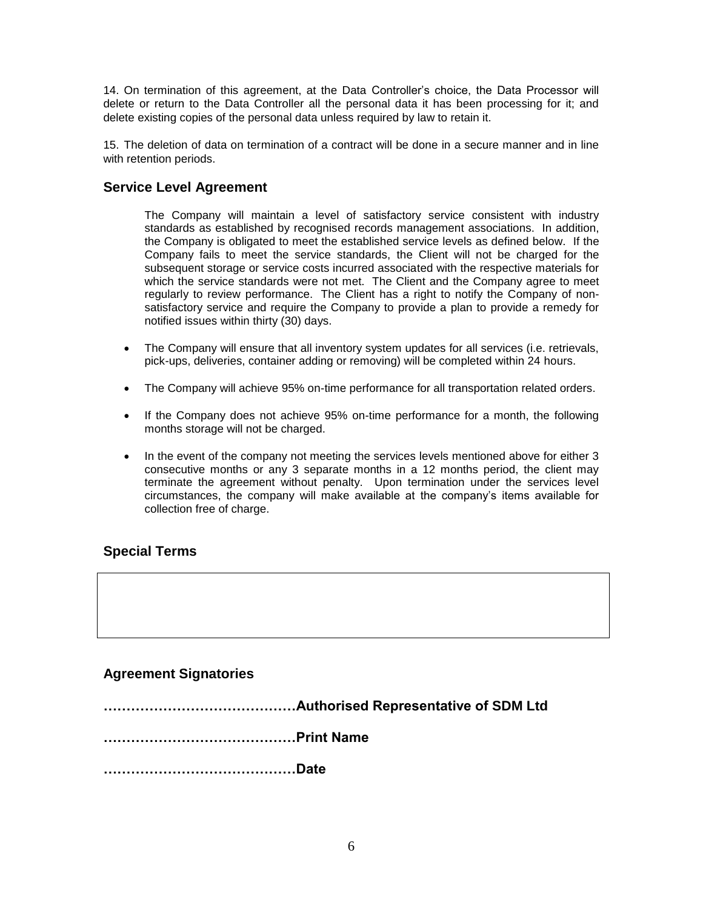14. On termination of this agreement, at the Data Controller's choice, the Data Processor will delete or return to the Data Controller all the personal data it has been processing for it; and delete existing copies of the personal data unless required by law to retain it.

15. The deletion of data on termination of a contract will be done in a secure manner and in line with retention periods.

## Service Level Agreement

The Company will maintain a level of satisfactory service consistent with industry standards as established by recognised records management associations. In addition, the Company is obligated to meet the established service levels as defined below. If the Company fails to meet the service standards, the Client will not be charged for the subsequent storage or service costs incurred associated with the respective materials for which the service standards were not met. The Client and the Company agree to meet regularly to review performance. The Client has a right to notify the Company of non-satisfactory service and require the Company to provide a plan to provide a remedy for notified issues within thirty (30) days.

- The Company will ensure that all inventory system updates for all services (i.e. retrievals, pick-ups, deliveries, container adding or removing) will be completed within 24 hours.
- The Company will achieve 95% on-time performance for all transportation related orders.
- If the Company does not achieve 95% on-time performance for a month, the following months storage will not be charged.
- In the event of the company not meeting the services levels mentioned above for either 3 consecutive months or any 3 separate months in a 12 months period, the client may terminate the agreement without penalty. Upon termination under the services level circumstances, the company will make available at the company's items available for collection free of charge.

## Special Terms

| |
|---|
| |

## Agreement Signatories

**……………………………………Authorised Representative of SDM Ltd**

**……………………………………Print Name**

**……………………………………Date**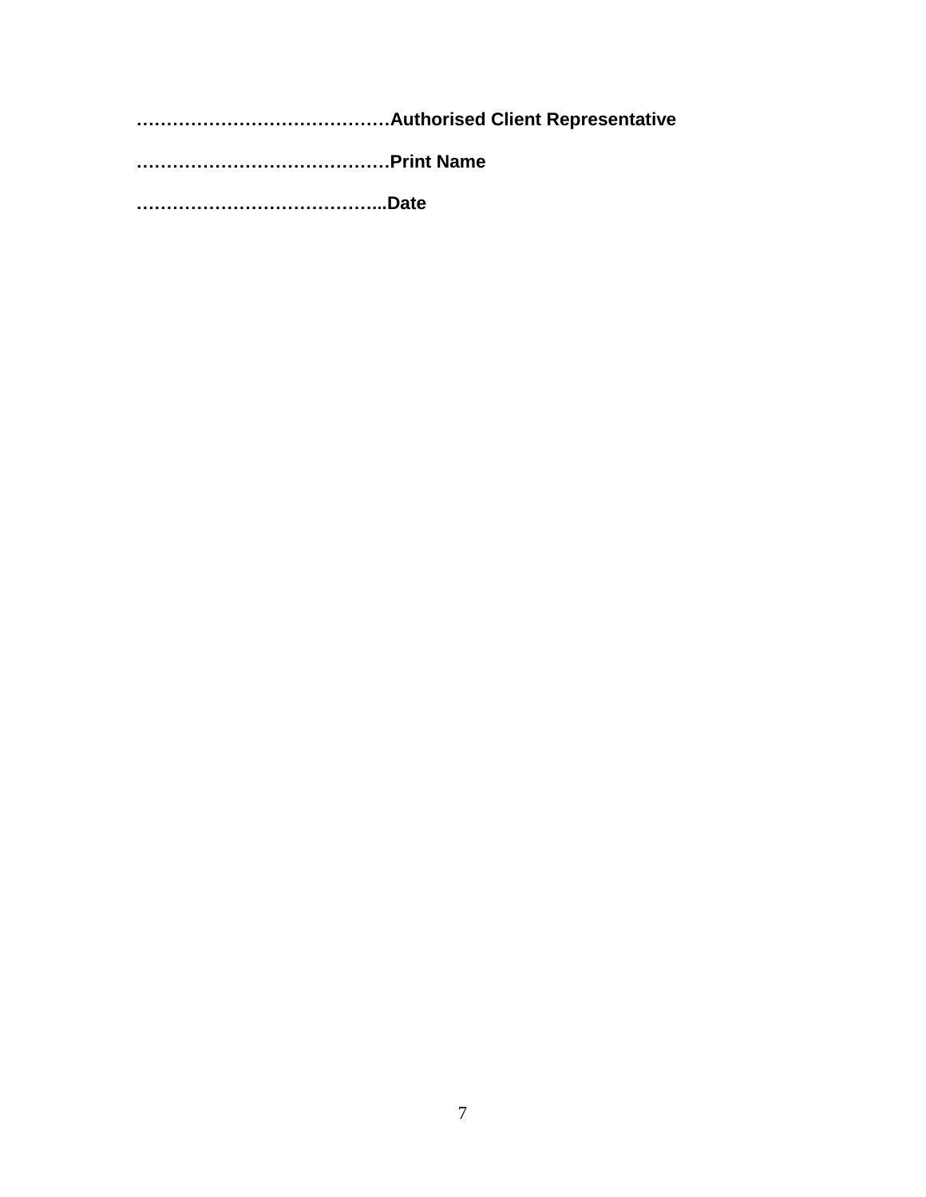**……………………………………Authorised Client Representative**

**……………………………………Print Name**

**…………………………………...Date**